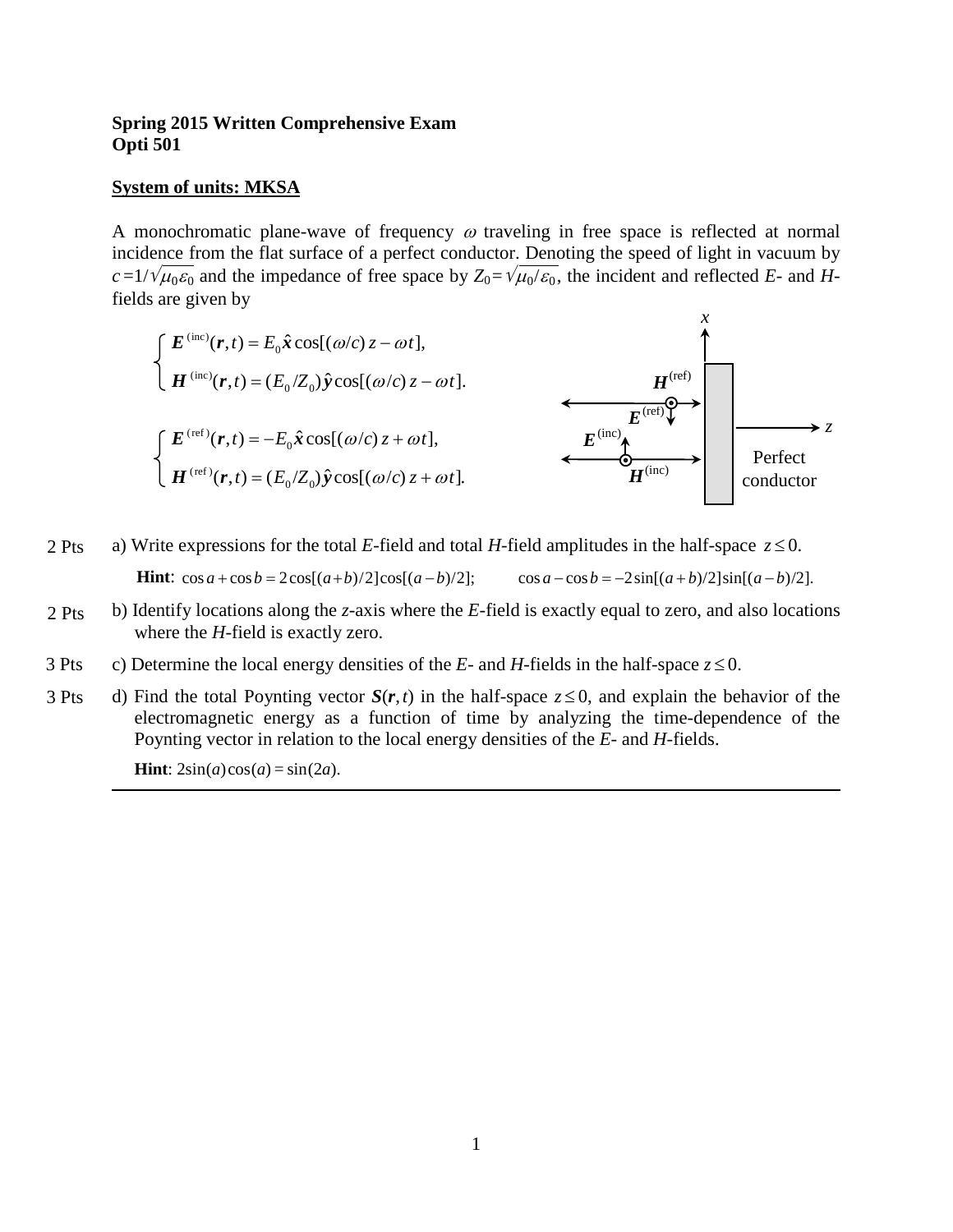**Spring 2015 Written Comprehensive Exam**
**Opti 501**

**System of units: MKSA**

A monochromatic plane-wave of frequency $\omega$ traveling in free space is reflected at normal incidence from the flat surface of a perfect conductor. Denoting the speed of light in vacuum by $c = 1/\sqrt{\mu_0 \varepsilon_0}$ and the impedance of free space by $Z_0 = \sqrt{\mu_0/\varepsilon_0}$, the incident and reflected *E*- and *H*-fields are given by

$$
\begin{cases}
\boldsymbol{E}^{(\text{inc})}(\boldsymbol{r},t) = E_0 \hat{\boldsymbol{x}} \cos[(\omega/c)\, z - \omega t], \\
\boldsymbol{H}^{(\text{inc})}(\boldsymbol{r},t) = (E_0/Z_0) \hat{\boldsymbol{y}} \cos[(\omega/c)\, z - \omega t].
\end{cases}
$$

$$
\begin{cases}
\boldsymbol{E}^{(\text{ref})}(\boldsymbol{r},t) = -E_0 \hat{\boldsymbol{x}} \cos[(\omega/c)\, z + \omega t], \\
\boldsymbol{H}^{(\text{ref})}(\boldsymbol{r},t) = (E_0/Z_0) \hat{\boldsymbol{y}} \cos[(\omega/c)\, z + \omega t].
\end{cases}
$$

2 Pts a) Write expressions for the total *E*-field and total *H*-field amplitudes in the half-space $z \le 0$.

**Hint**: $\cos a + \cos b = 2\cos[(a+b)/2]\cos[(a-b)/2]$; $\cos a - \cos b = -2\sin[(a+b)/2]\sin[(a-b)/2]$.

2 Pts b) Identify locations along the *z*-axis where the *E*-field is exactly equal to zero, and also locations where the *H*-field is exactly zero.

3 Pts c) Determine the local energy densities of the *E*- and *H*-fields in the half-space $z \le 0$.

3 Pts d) Find the total Poynting vector $\boldsymbol{S}(\boldsymbol{r},t)$ in the half-space $z \le 0$, and explain the behavior of the electromagnetic energy as a function of time by analyzing the time-dependence of the Poynting vector in relation to the local energy densities of the *E*- and *H*-fields.

**Hint**: $2\sin(a)\cos(a) = \sin(2a)$.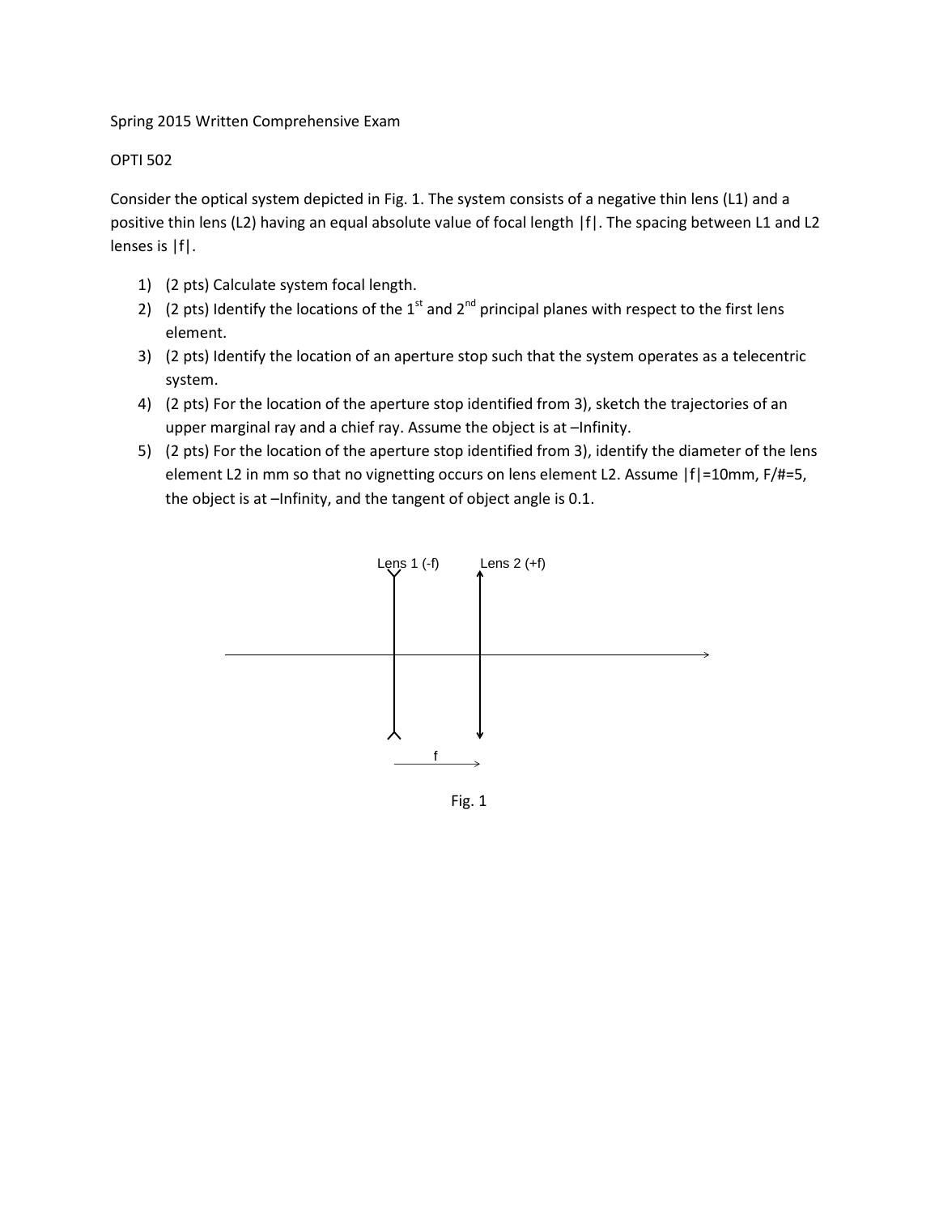Spring 2015 Written Comprehensive Exam

OPTI 502

Consider the optical system depicted in Fig. 1. The system consists of a negative thin lens (L1) and a positive thin lens (L2) having an equal absolute value of focal length $|f|$. The spacing between L1 and L2 lenses is $|f|$.

1) (2 pts) Calculate system focal length.
2) (2 pts) Identify the locations of the 1st and 2nd principal planes with respect to the first lens element.
3) (2 pts) Identify the location of an aperture stop such that the system operates as a telecentric system.
4) (2 pts) For the location of the aperture stop identified from 3), sketch the trajectories of an upper marginal ray and a chief ray. Assume the object is at –Infinity.
5) (2 pts) For the location of the aperture stop identified from 3), identify the diameter of the lens element L2 in mm so that no vignetting occurs on lens element L2. Assume $|f|$=10mm, F/#=5, the object is at –Infinity, and the tangent of object angle is 0.1.

Lens 1 (-f) Lens 2 (+f)

f

Fig. 1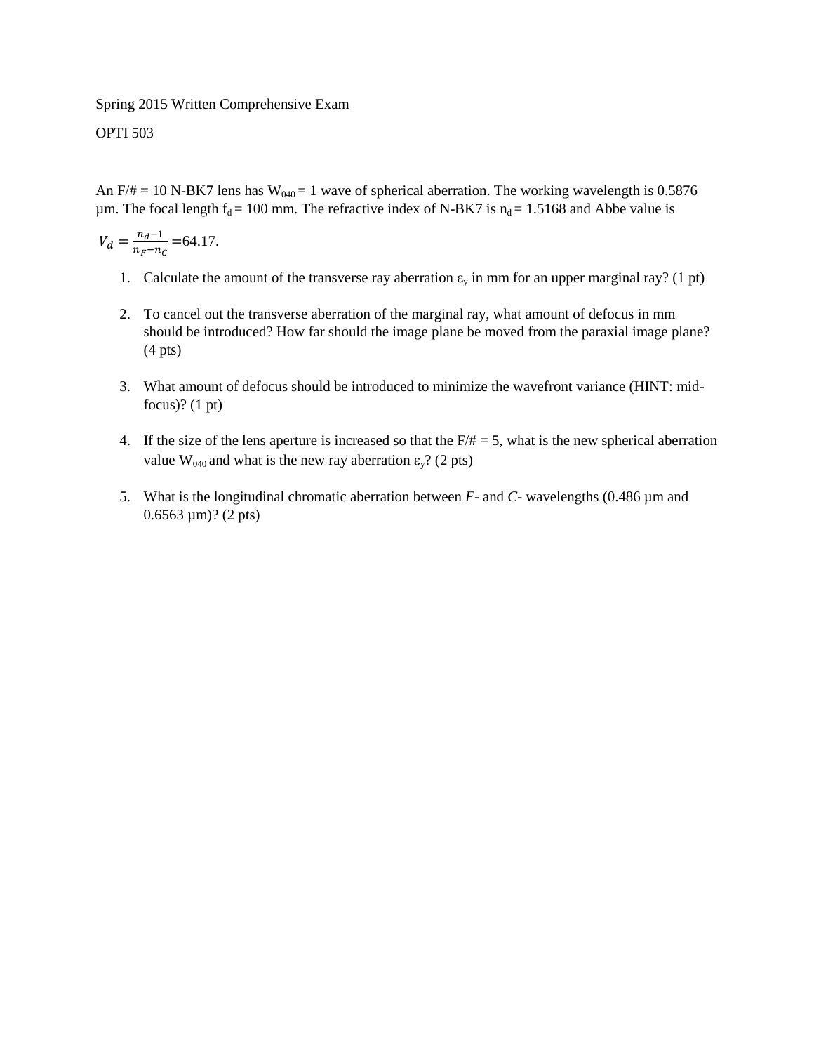Spring 2015 Written Comprehensive Exam

OPTI 503

An F/# = 10 N-BK7 lens has $W_{040}$ = 1 wave of spherical aberration. The working wavelength is 0.5876 µm. The focal length $f_d$ = 100 mm. The refractive index of N-BK7 is $n_d$ = 1.5168 and Abbe value is

$V_d = \frac{n_d - 1}{n_F - n_C} = 64.17$.

1. Calculate the amount of the transverse ray aberration $\varepsilon_y$ in mm for an upper marginal ray? (1 pt)
2. To cancel out the transverse aberration of the marginal ray, what amount of defocus in mm should be introduced? How far should the image plane be moved from the paraxial image plane? (4 pts)
3. What amount of defocus should be introduced to minimize the wavefront variance (HINT: mid-focus)? (1 pt)
4. If the size of the lens aperture is increased so that the F/# = 5, what is the new spherical aberration value $W_{040}$ and what is the new ray aberration $\varepsilon_y$? (2 pts)
5. What is the longitudinal chromatic aberration between *F*- and *C*- wavelengths (0.486 µm and 0.6563 µm)? (2 pts)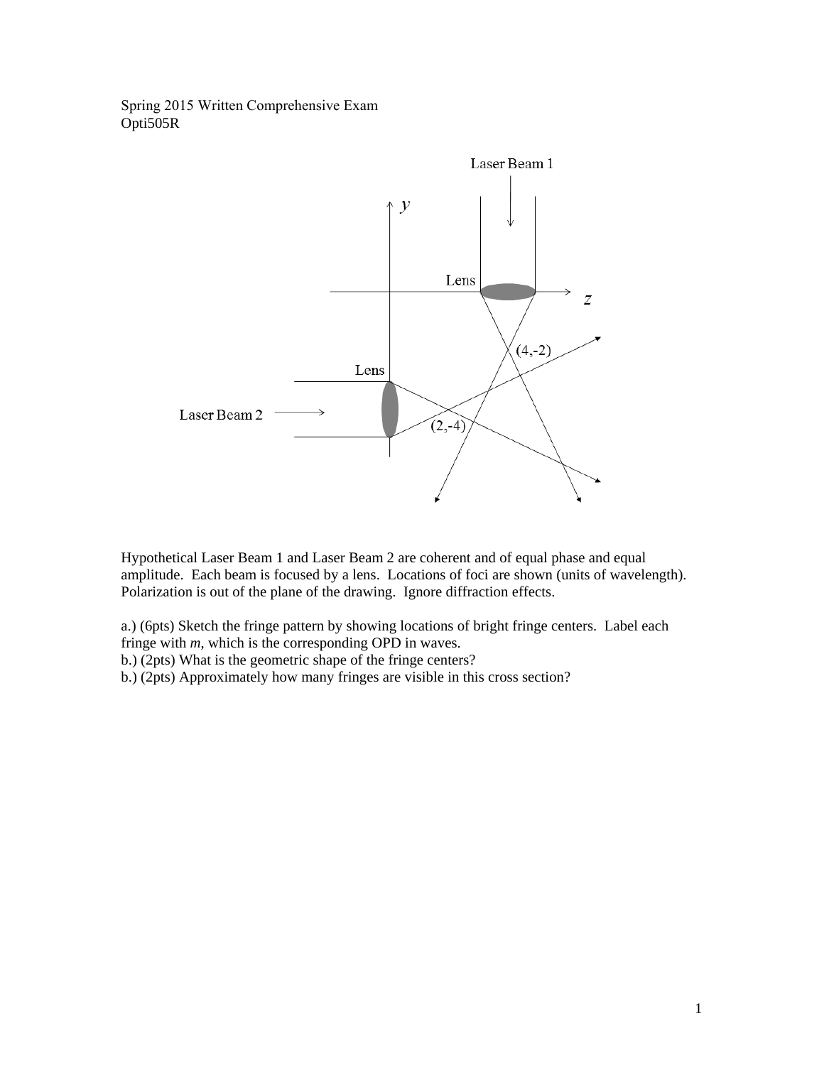Spring 2015 Written Comprehensive Exam
Opti505R

Hypothetical Laser Beam 1 and Laser Beam 2 are coherent and of equal phase and equal amplitude. Each beam is focused by a lens. Locations of foci are shown (units of wavelength). Polarization is out of the plane of the drawing. Ignore diffraction effects.

a.) (6pts) Sketch the fringe pattern by showing locations of bright fringe centers. Label each fringe with *m*, which is the corresponding OPD in waves.
b.) (2pts) What is the geometric shape of the fringe centers?
b.) (2pts) Approximately how many fringes are visible in this cross section?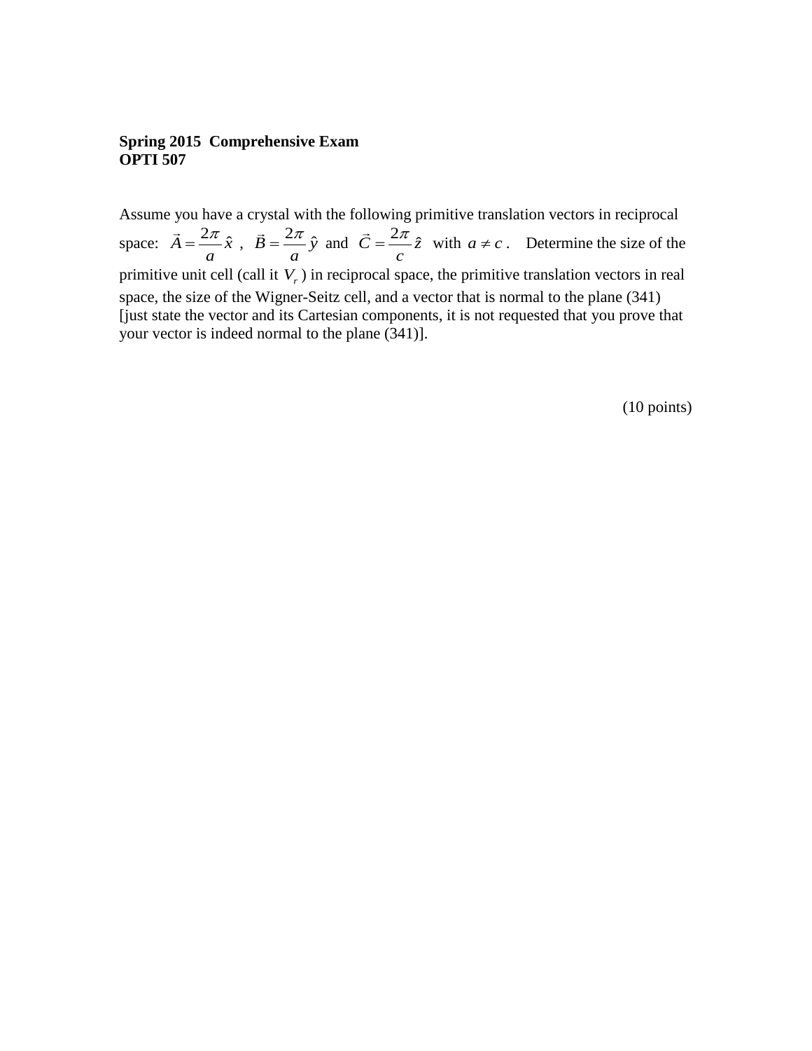**Spring 2015 Comprehensive Exam**
**OPTI 507**

Assume you have a crystal with the following primitive translation vectors in reciprocal space: $\vec{A} = \frac{2\pi}{a}\hat{x}$ , $\vec{B} = \frac{2\pi}{a}\hat{y}$ and $\vec{C} = \frac{2\pi}{c}\hat{z}$ with $a \neq c$ . Determine the size of the primitive unit cell (call it $V_r$ ) in reciprocal space, the primitive translation vectors in real space, the size of the Wigner-Seitz cell, and a vector that is normal to the plane (341) [just state the vector and its Cartesian components, it is not requested that you prove that your vector is indeed normal to the plane (341)].

(10 points)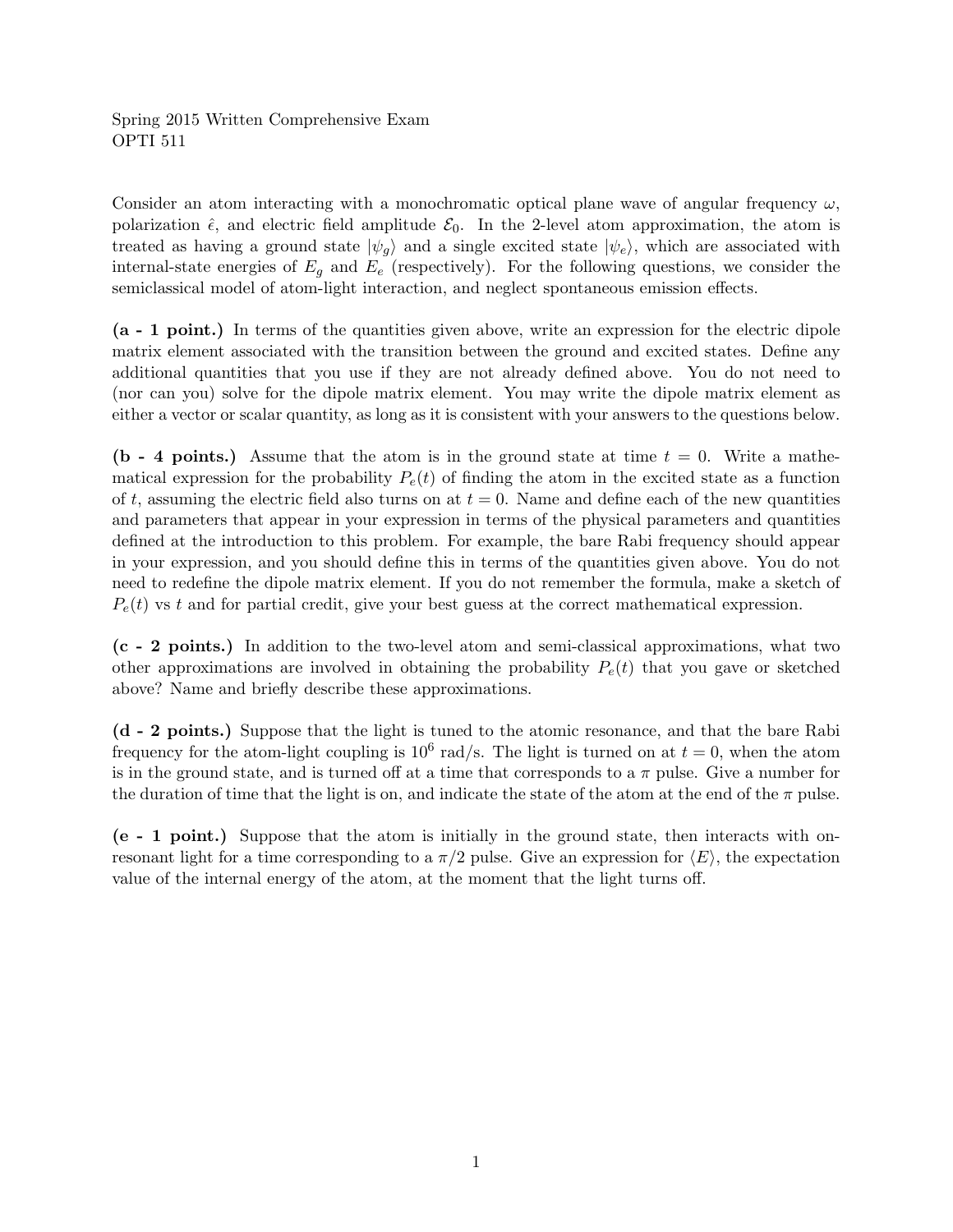Spring 2015 Written Comprehensive Exam
OPTI 511

Consider an atom interacting with a monochromatic optical plane wave of angular frequency $\omega$, polarization $\hat{\epsilon}$, and electric field amplitude $\mathcal{E}_0$. In the 2-level atom approximation, the atom is treated as having a ground state $|\psi_g\rangle$ and a single excited state $|\psi_e\rangle$, which are associated with internal-state energies of $E_g$ and $E_e$ (respectively). For the following questions, we consider the semiclassical model of atom-light interaction, and neglect spontaneous emission effects.

**(a - 1 point.)** In terms of the quantities given above, write an expression for the electric dipole matrix element associated with the transition between the ground and excited states. Define any additional quantities that you use if they are not already defined above. You do not need to (nor can you) solve for the dipole matrix element. You may write the dipole matrix element as either a vector or scalar quantity, as long as it is consistent with your answers to the questions below.

**(b - 4 points.)** Assume that the atom is in the ground state at time $t = 0$. Write a mathematical expression for the probability $P_e(t)$ of finding the atom in the excited state as a function of $t$, assuming the electric field also turns on at $t = 0$. Name and define each of the new quantities and parameters that appear in your expression in terms of the physical parameters and quantities defined at the introduction to this problem. For example, the bare Rabi frequency should appear in your expression, and you should define this in terms of the quantities given above. You do not need to redefine the dipole matrix element. If you do not remember the formula, make a sketch of $P_e(t)$ vs $t$ and for partial credit, give your best guess at the correct mathematical expression.

**(c - 2 points.)** In addition to the two-level atom and semi-classical approximations, what two other approximations are involved in obtaining the probability $P_e(t)$ that you gave or sketched above? Name and briefly describe these approximations.

**(d - 2 points.)** Suppose that the light is tuned to the atomic resonance, and that the bare Rabi frequency for the atom-light coupling is $10^6$ rad/s. The light is turned on at $t = 0$, when the atom is in the ground state, and is turned off at a time that corresponds to a $\pi$ pulse. Give a number for the duration of time that the light is on, and indicate the state of the atom at the end of the $\pi$ pulse.

**(e - 1 point.)** Suppose that the atom is initially in the ground state, then interacts with on-resonant light for a time corresponding to a $\pi/2$ pulse. Give an expression for $\langle E \rangle$, the expectation value of the internal energy of the atom, at the moment that the light turns off.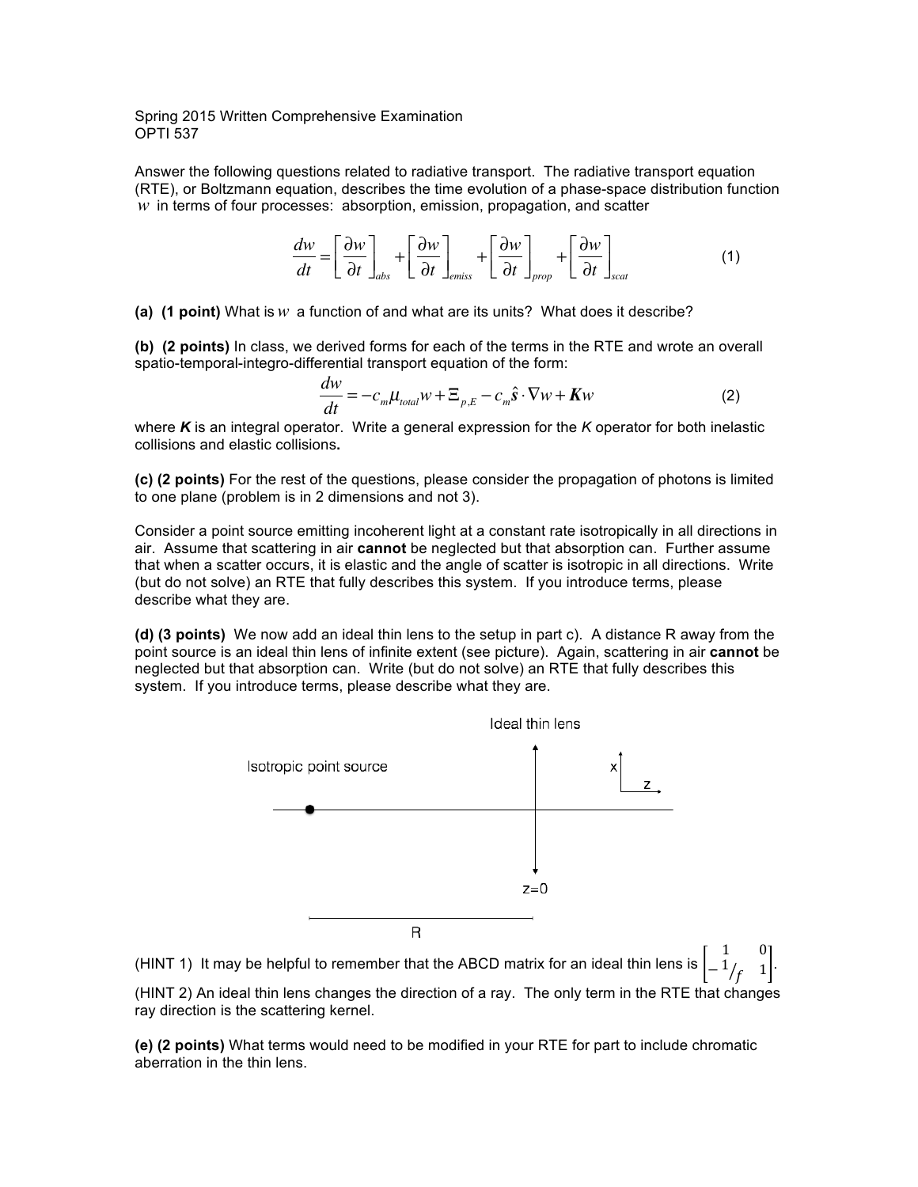Spring 2015 Written Comprehensive Examination
OPTI 537

Answer the following questions related to radiative transport. The radiative transport equation (RTE), or Boltzmann equation, describes the time evolution of a phase-space distribution function $w$ in terms of four processes: absorption, emission, propagation, and scatter

$$\frac{dw}{dt} = \left[\frac{\partial w}{\partial t}\right]_{abs} + \left[\frac{\partial w}{\partial t}\right]_{emiss} + \left[\frac{\partial w}{\partial t}\right]_{prop} + \left[\frac{\partial w}{\partial t}\right]_{scat} \tag{1}$$

**(a) (1 point)** What is $w$ a function of and what are its units? What does it describe?

**(b) (2 points)** In class, we derived forms for each of the terms in the RTE and wrote an overall spatio-temporal-integro-differential transport equation of the form:

$$\frac{dw}{dt} = -c_m \mu_{total} w + \Xi_{p,E} - c_m \hat{\mathbf{s}} \cdot \nabla w + \boldsymbol{K} w \tag{2}$$

where $\boldsymbol{K}$ is an integral operator. Write a general expression for the $K$ operator for both inelastic collisions and elastic collisions**.**

**(c) (2 points)** For the rest of the questions, please consider the propagation of photons is limited to one plane (problem is in 2 dimensions and not 3).

Consider a point source emitting incoherent light at a constant rate isotropically in all directions in air. Assume that scattering in air **cannot** be neglected but that absorption can. Further assume that when a scatter occurs, it is elastic and the angle of scatter is isotropic in all directions. Write (but do not solve) an RTE that fully describes this system. If you introduce terms, please describe what they are.

**(d) (3 points)** We now add an ideal thin lens to the setup in part c). A distance R away from the point source is an ideal thin lens of infinite extent (see picture). Again, scattering in air **cannot** be neglected but that absorption can. Write (but do not solve) an RTE that fully describes this system. If you introduce terms, please describe what they are.

Ideal thin lens

Isotropic point source

x

z

z=0

R

(HINT 1) It may be helpful to remember that the ABCD matrix for an ideal thin lens is $\begin{bmatrix} 1 & 0 \\ -1/f & 1 \end{bmatrix}$.

(HINT 2) An ideal thin lens changes the direction of a ray. The only term in the RTE that changes ray direction is the scattering kernel.

**(e) (2 points)** What terms would need to be modified in your RTE for part to include chromatic aberration in the thin lens.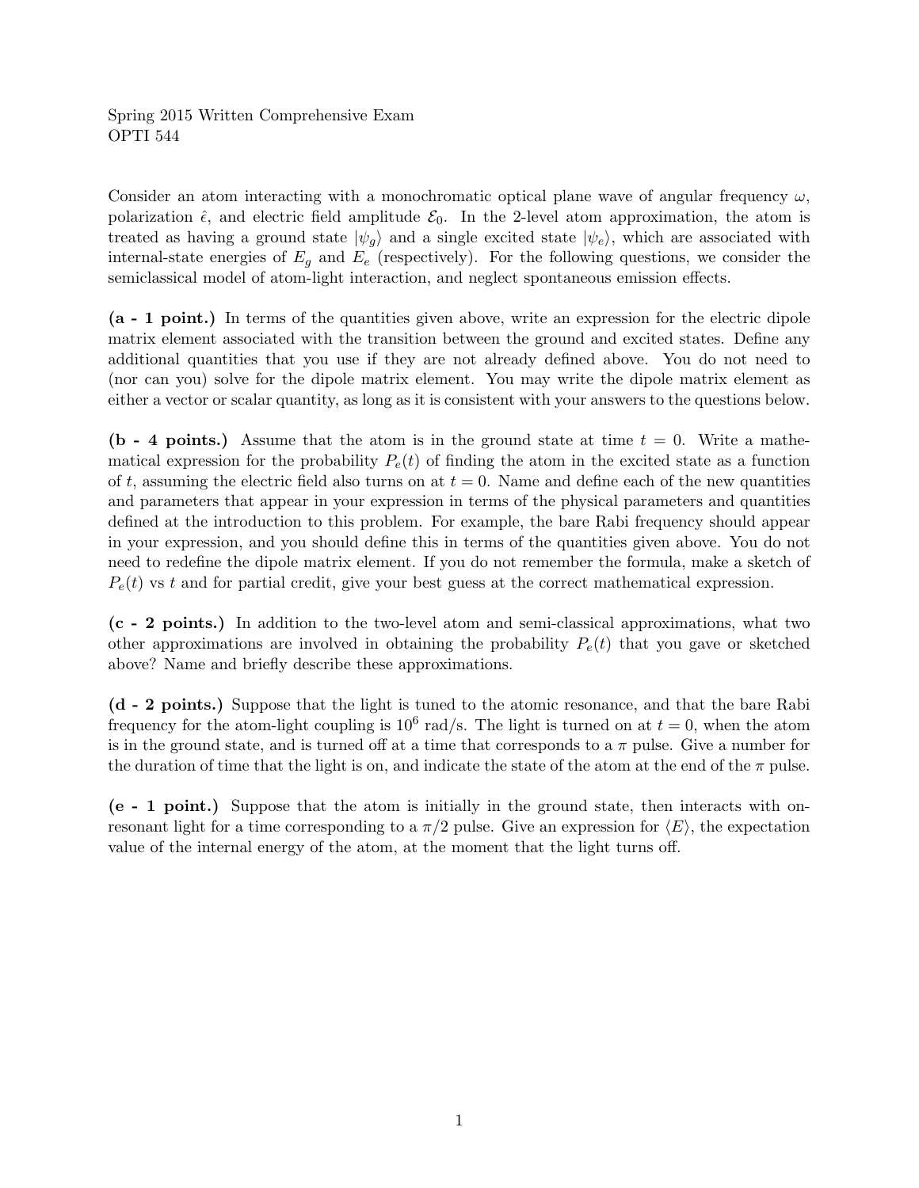Spring 2015 Written Comprehensive Exam
OPTI 544

Consider an atom interacting with a monochromatic optical plane wave of angular frequency $\omega$, polarization $\hat{\epsilon}$, and electric field amplitude $\mathcal{E}_0$. In the 2-level atom approximation, the atom is treated as having a ground state $|\psi_g\rangle$ and a single excited state $|\psi_e\rangle$, which are associated with internal-state energies of $E_g$ and $E_e$ (respectively). For the following questions, we consider the semiclassical model of atom-light interaction, and neglect spontaneous emission effects.

**(a - 1 point.)** In terms of the quantities given above, write an expression for the electric dipole matrix element associated with the transition between the ground and excited states. Define any additional quantities that you use if they are not already defined above. You do not need to (nor can you) solve for the dipole matrix element. You may write the dipole matrix element as either a vector or scalar quantity, as long as it is consistent with your answers to the questions below.

**(b - 4 points.)** Assume that the atom is in the ground state at time $t = 0$. Write a mathematical expression for the probability $P_e(t)$ of finding the atom in the excited state as a function of $t$, assuming the electric field also turns on at $t = 0$. Name and define each of the new quantities and parameters that appear in your expression in terms of the physical parameters and quantities defined at the introduction to this problem. For example, the bare Rabi frequency should appear in your expression, and you should define this in terms of the quantities given above. You do not need to redefine the dipole matrix element. If you do not remember the formula, make a sketch of $P_e(t)$ vs $t$ and for partial credit, give your best guess at the correct mathematical expression.

**(c - 2 points.)** In addition to the two-level atom and semi-classical approximations, what two other approximations are involved in obtaining the probability $P_e(t)$ that you gave or sketched above? Name and briefly describe these approximations.

**(d - 2 points.)** Suppose that the light is tuned to the atomic resonance, and that the bare Rabi frequency for the atom-light coupling is $10^6$ rad/s. The light is turned on at $t = 0$, when the atom is in the ground state, and is turned off at a time that corresponds to a $\pi$ pulse. Give a number for the duration of time that the light is on, and indicate the state of the atom at the end of the $\pi$ pulse.

**(e - 1 point.)** Suppose that the atom is initially in the ground state, then interacts with on-resonant light for a time corresponding to a $\pi/2$ pulse. Give an expression for $\langle E \rangle$, the expectation value of the internal energy of the atom, at the moment that the light turns off.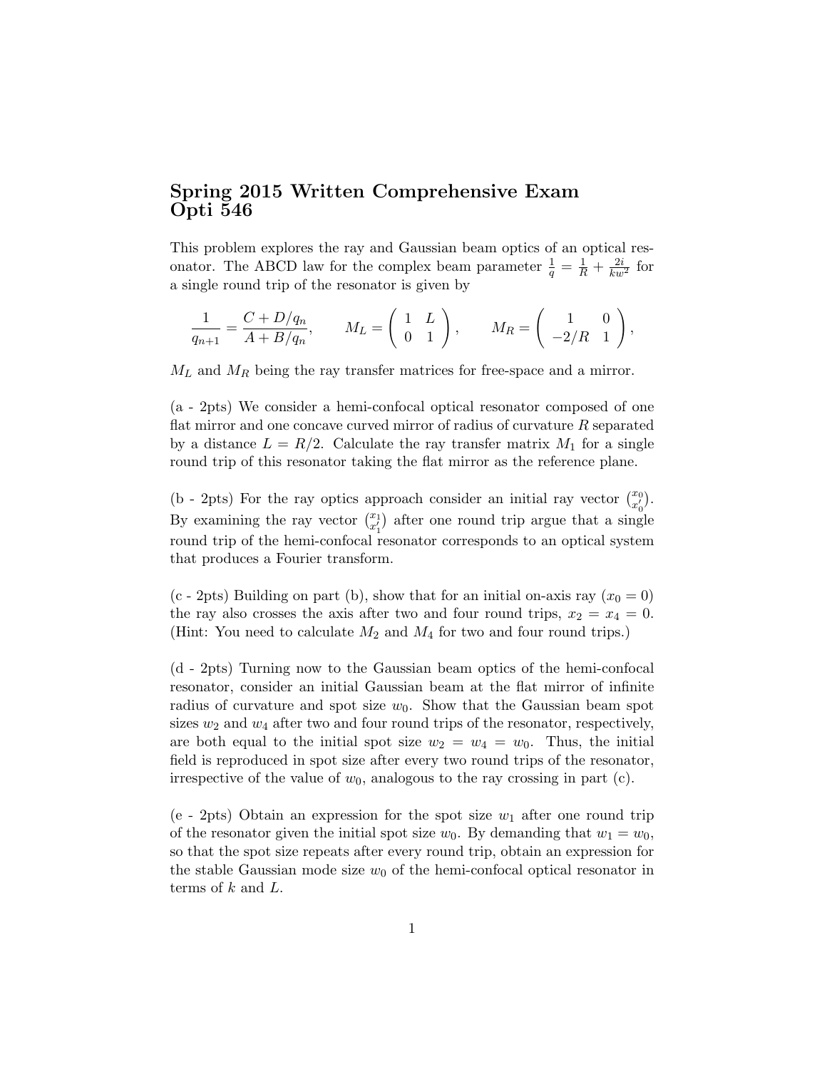# Spring 2015 Written Comprehensive Exam Opti 546

This problem explores the ray and Gaussian beam optics of an optical resonator. The ABCD law for the complex beam parameter $\frac{1}{q} = \frac{1}{R} + \frac{2i}{kw^2}$ for a single round trip of the resonator is given by

$$\frac{1}{q_{n+1}} = \frac{C + D/q_n}{A + B/q_n}, \qquad M_L = \begin{pmatrix} 1 & L \\ 0 & 1 \end{pmatrix}, \qquad M_R = \begin{pmatrix} 1 & 0 \\ -2/R & 1 \end{pmatrix},$$

$M_L$ and $M_R$ being the ray transfer matrices for free-space and a mirror.

(a - 2pts) We consider a hemi-confocal optical resonator composed of one flat mirror and one concave curved mirror of radius of curvature $R$ separated by a distance $L = R/2$. Calculate the ray transfer matrix $M_1$ for a single round trip of this resonator taking the flat mirror as the reference plane.

(b - 2pts) For the ray optics approach consider an initial ray vector $\binom{x_0}{x_0'}$. By examining the ray vector $\binom{x_1}{x_1'}$ after one round trip argue that a single round trip of the hemi-confocal resonator corresponds to an optical system that produces a Fourier transform.

(c - 2pts) Building on part (b), show that for an initial on-axis ray ($x_0 = 0$) the ray also crosses the axis after two and four round trips, $x_2 = x_4 = 0$. (Hint: You need to calculate $M_2$ and $M_4$ for two and four round trips.)

(d - 2pts) Turning now to the Gaussian beam optics of the hemi-confocal resonator, consider an initial Gaussian beam at the flat mirror of infinite radius of curvature and spot size $w_0$. Show that the Gaussian beam spot sizes $w_2$ and $w_4$ after two and four round trips of the resonator, respectively, are both equal to the initial spot size $w_2 = w_4 = w_0$. Thus, the initial field is reproduced in spot size after every two round trips of the resonator, irrespective of the value of $w_0$, analogous to the ray crossing in part (c).

(e - 2pts) Obtain an expression for the spot size $w_1$ after one round trip of the resonator given the initial spot size $w_0$. By demanding that $w_1 = w_0$, so that the spot size repeats after every round trip, obtain an expression for the stable Gaussian mode size $w_0$ of the hemi-confocal optical resonator in terms of $k$ and $L$.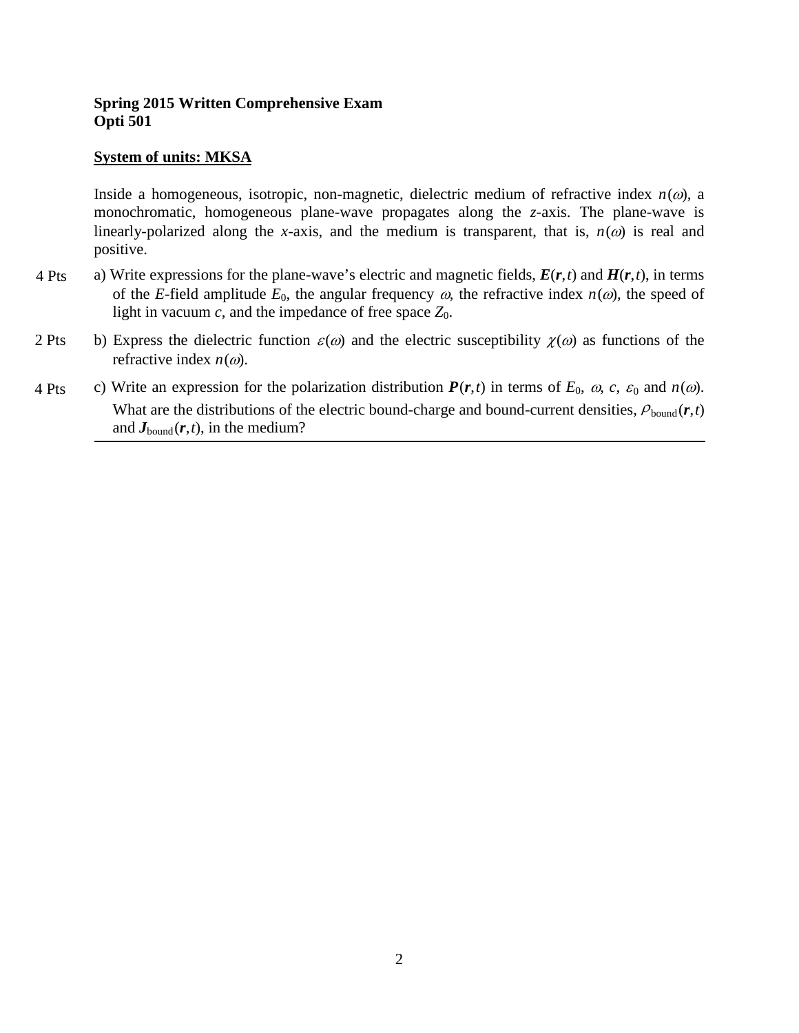**Spring 2015 Written Comprehensive Exam**
**Opti 501**

**System of units: MKSA**

Inside a homogeneous, isotropic, non-magnetic, dielectric medium of refractive index $n(\omega)$, a monochromatic, homogeneous plane-wave propagates along the $z$-axis. The plane-wave is linearly-polarized along the $x$-axis, and the medium is transparent, that is, $n(\omega)$ is real and positive.

4 Pts a) Write expressions for the plane-wave's electric and magnetic fields, $\boldsymbol{E}(\boldsymbol{r},t)$ and $\boldsymbol{H}(\boldsymbol{r},t)$, in terms of the $E$-field amplitude $E_0$, the angular frequency $\omega$, the refractive index $n(\omega)$, the speed of light in vacuum $c$, and the impedance of free space $Z_0$.

2 Pts b) Express the dielectric function $\varepsilon(\omega)$ and the electric susceptibility $\chi(\omega)$ as functions of the refractive index $n(\omega)$.

4 Pts c) Write an expression for the polarization distribution $\boldsymbol{P}(\boldsymbol{r},t)$ in terms of $E_0$, $\omega$, $c$, $\varepsilon_0$ and $n(\omega)$. What are the distributions of the electric bound-charge and bound-current densities, $\rho_{\text{bound}}(\boldsymbol{r},t)$ and $\boldsymbol{J}_{\text{bound}}(\boldsymbol{r},t)$, in the medium?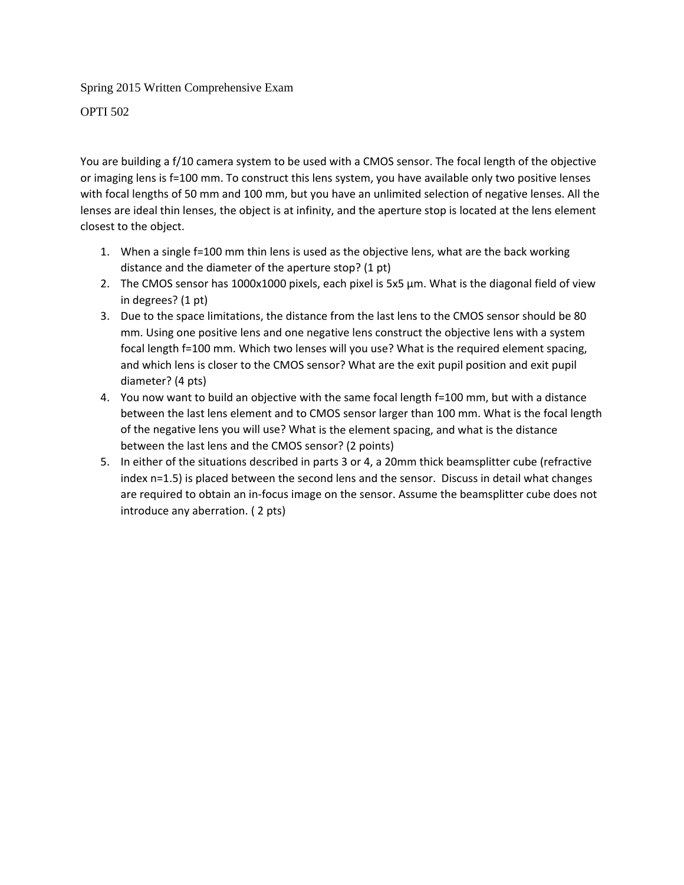Spring 2015 Written Comprehensive Exam

OPTI 502

You are building a f/10 camera system to be used with a CMOS sensor. The focal length of the objective or imaging lens is f=100 mm. To construct this lens system, you have available only two positive lenses with focal lengths of 50 mm and 100 mm, but you have an unlimited selection of negative lenses. All the lenses are ideal thin lenses, the object is at infinity, and the aperture stop is located at the lens element closest to the object.

1. When a single f=100 mm thin lens is used as the objective lens, what are the back working distance and the diameter of the aperture stop? (1 pt)
2. The CMOS sensor has 1000x1000 pixels, each pixel is 5x5 µm. What is the diagonal field of view in degrees? (1 pt)
3. Due to the space limitations, the distance from the last lens to the CMOS sensor should be 80 mm. Using one positive lens and one negative lens construct the objective lens with a system focal length f=100 mm. Which two lenses will you use? What is the required element spacing, and which lens is closer to the CMOS sensor? What are the exit pupil position and exit pupil diameter? (4 pts)
4. You now want to build an objective with the same focal length f=100 mm, but with a distance between the last lens element and to CMOS sensor larger than 100 mm. What is the focal length of the negative lens you will use? What is the element spacing, and what is the distance between the last lens and the CMOS sensor? (2 points)
5. In either of the situations described in parts 3 or 4, a 20mm thick beamsplitter cube (refractive index n=1.5) is placed between the second lens and the sensor. Discuss in detail what changes are required to obtain an in-focus image on the sensor. Assume the beamsplitter cube does not introduce any aberration. ( 2 pts)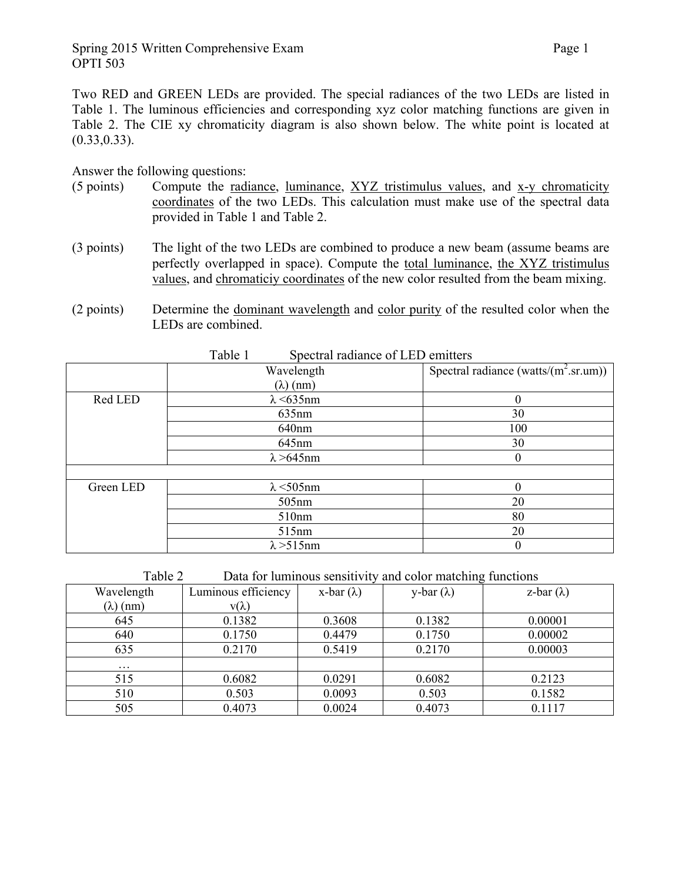Spring 2015 Written Comprehensive Exam
OPTI 503

Two RED and GREEN LEDs are provided. The special radiances of the two LEDs are listed in Table 1. The luminous efficiencies and corresponding xyz color matching functions are given in Table 2. The CIE xy chromaticity diagram is also shown below. The white point is located at (0.33,0.33).

Answer the following questions:

(5 points) Compute the radiance, luminance, XYZ tristimulus values, and x-y chromaticity coordinates of the two LEDs. This calculation must make use of the spectral data provided in Table 1 and Table 2.

(3 points) The light of the two LEDs are combined to produce a new beam (assume beams are perfectly overlapped in space). Compute the total luminance, the XYZ tristimulus values, and chromaticiy coordinates of the new color resulted from the beam mixing.

(2 points) Determine the dominant wavelength and color purity of the resulted color when the LEDs are combined.

Table 1 Spectral radiance of LED emitters

| | Wavelength ($\lambda$) (nm) | Spectral radiance (watts/($m^2$.sr.um)) |
|---|---|---|
| Red LED | $\lambda$ <635nm | 0 |
| | 635nm | 30 |
| | 640nm | 100 |
| | 645nm | 30 |
| | $\lambda$ >645nm | 0 |
| | | |
| Green LED | $\lambda$ <505nm | 0 |
| | 505nm | 20 |
| | 510nm | 80 |
| | 515nm | 20 |
| | $\lambda$ >515nm | 0 |

Table 2 Data for luminous sensitivity and color matching functions

| Wavelength ($\lambda$) (nm) | Luminous efficiency v($\lambda$) | x-bar ($\lambda$) | y-bar ($\lambda$) | z-bar ($\lambda$) |
|---|---|---|---|---|
| 645 | 0.1382 | 0.3608 | 0.1382 | 0.00001 |
| 640 | 0.1750 | 0.4479 | 0.1750 | 0.00002 |
| 635 | 0.2170 | 0.5419 | 0.2170 | 0.00003 |
| … | | | | |
| 515 | 0.6082 | 0.0291 | 0.6082 | 0.2123 |
| 510 | 0.503 | 0.0093 | 0.503 | 0.1582 |
| 505 | 0.4073 | 0.0024 | 0.4073 | 0.1117 |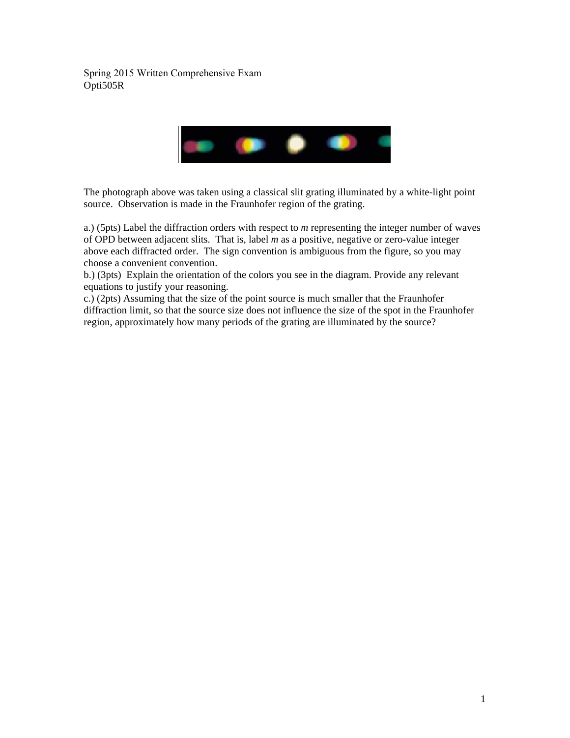Spring 2015 Written Comprehensive Exam
Opti505R

The photograph above was taken using a classical slit grating illuminated by a white-light point source. Observation is made in the Fraunhofer region of the grating.

a.) (5pts) Label the diffraction orders with respect to *m* representing the integer number of waves of OPD between adjacent slits. That is, label *m* as a positive, negative or zero-value integer above each diffracted order. The sign convention is ambiguous from the figure, so you may choose a convenient convention.

b.) (3pts) Explain the orientation of the colors you see in the diagram. Provide any relevant equations to justify your reasoning.

c.) (2pts) Assuming that the size of the point source is much smaller that the Fraunhofer diffraction limit, so that the source size does not influence the size of the spot in the Fraunhofer region, approximately how many periods of the grating are illuminated by the source?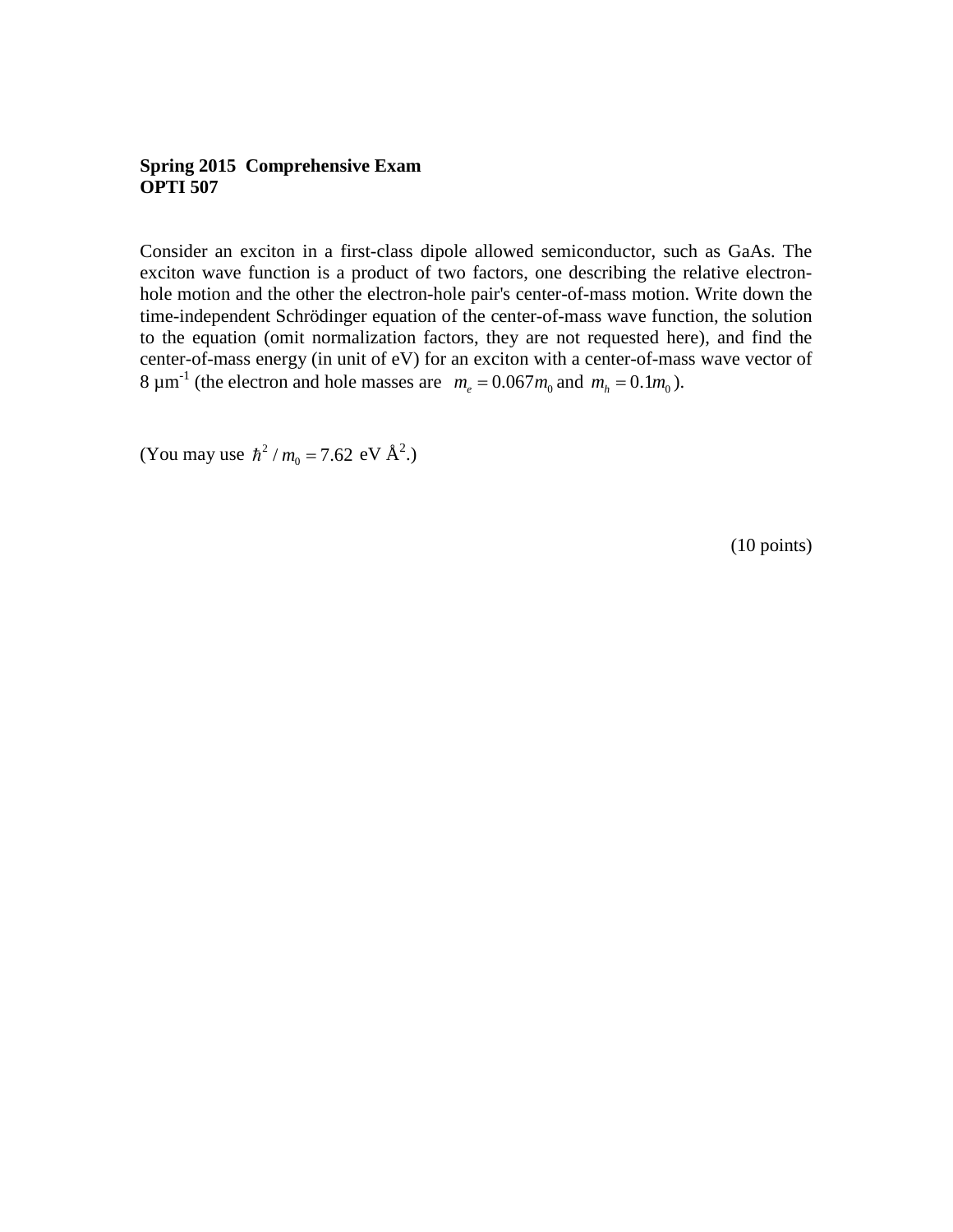**Spring 2015 Comprehensive Exam**
**OPTI 507**

Consider an exciton in a first-class dipole allowed semiconductor, such as GaAs. The exciton wave function is a product of two factors, one describing the relative electron-hole motion and the other the electron-hole pair's center-of-mass motion. Write down the time-independent Schrödinger equation of the center-of-mass wave function, the solution to the equation (omit normalization factors, they are not requested here), and find the center-of-mass energy (in unit of eV) for an exciton with a center-of-mass wave vector of 8 μm$^{-1}$ (the electron and hole masses are $m_e = 0.067m_0$ and $m_h = 0.1m_0$).

(You may use $\hbar^2 / m_0 = 7.62$ eV Å$^2$.)

(10 points)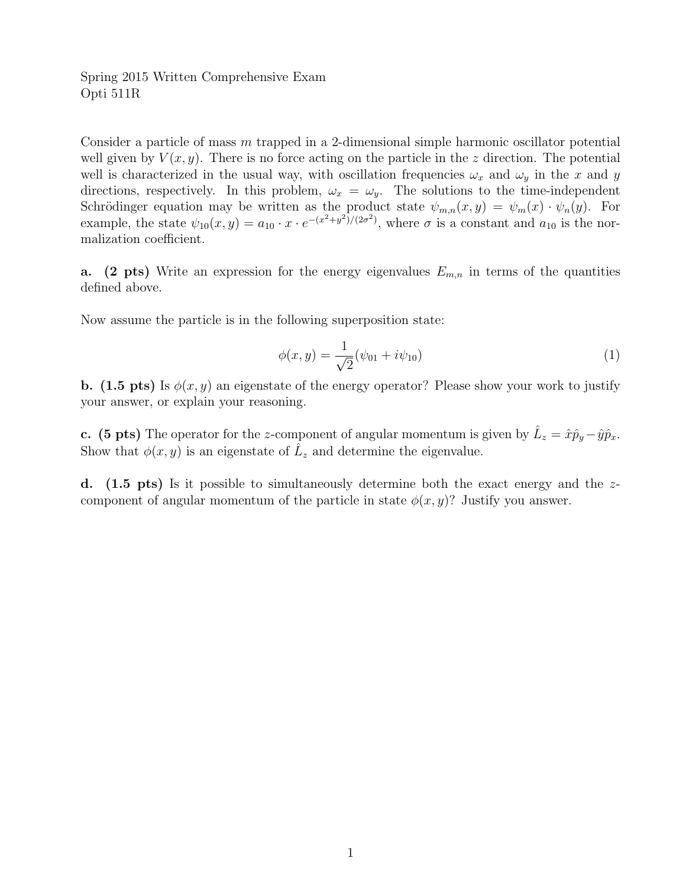Spring 2015 Written Comprehensive Exam
Opti 511R

Consider a particle of mass $m$ trapped in a 2-dimensional simple harmonic oscillator potential well given by $V(x, y)$. There is no force acting on the particle in the $z$ direction. The potential well is characterized in the usual way, with oscillation frequencies $\omega_x$ and $\omega_y$ in the $x$ and $y$ directions, respectively. In this problem, $\omega_x = \omega_y$. The solutions to the time-independent Schrödinger equation may be written as the product state $\psi_{m,n}(x, y) = \psi_m(x) \cdot \psi_n(y)$. For example, the state $\psi_{10}(x, y) = a_{10} \cdot x \cdot e^{-(x^2+y^2)/(2\sigma^2)}$, where $\sigma$ is a constant and $a_{10}$ is the normalization coefficient.

**a. (2 pts)** Write an expression for the energy eigenvalues $E_{m,n}$ in terms of the quantities defined above.

Now assume the particle is in the following superposition state:

$$\phi(x, y) = \frac{1}{\sqrt{2}}(\psi_{01} + i\psi_{10}) \tag{1}$$

**b. (1.5 pts)** Is $\phi(x, y)$ an eigenstate of the energy operator? Please show your work to justify your answer, or explain your reasoning.

**c. (5 pts)** The operator for the $z$-component of angular momentum is given by $\hat{L}_z = \hat{x}\hat{p}_y - \hat{y}\hat{p}_x$. Show that $\phi(x, y)$ is an eigenstate of $\hat{L}_z$ and determine the eigenvalue.

**d. (1.5 pts)** Is it possible to simultaneously determine both the exact energy and the $z$-component of angular momentum of the particle in state $\phi(x, y)$? Justify you answer.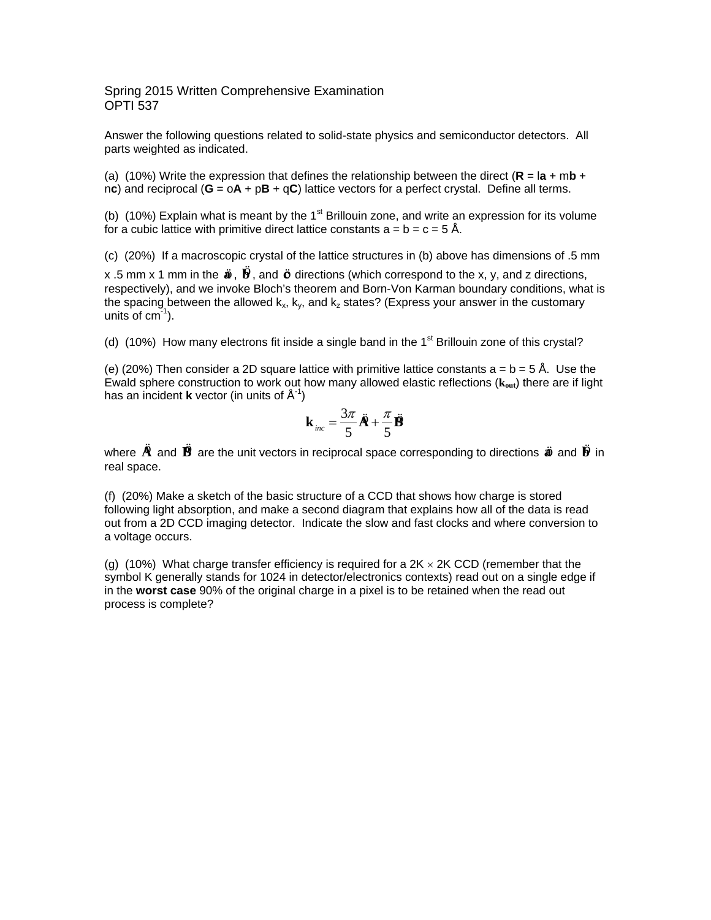Spring 2015 Written Comprehensive Examination
OPTI 537

Answer the following questions related to solid-state physics and semiconductor detectors. All parts weighted as indicated.

(a) (10%) Write the expression that defines the relationship between the direct (**R** = l**a** + m**b** + n**c**) and reciprocal (**G** = o**A** + p**B** + q**C**) lattice vectors for a perfect crystal. Define all terms.

(b) (10%) Explain what is meant by the 1st Brillouin zone, and write an expression for its volume for a cubic lattice with primitive direct lattice constants a = b = c = 5 Å.

(c) (20%) If a macroscopic crystal of the lattice structures in (b) above has dimensions of .5 mm x .5 mm x 1 mm in the $\hat{\mathbf{a}}$, $\hat{\mathbf{b}}$, and $\hat{\mathbf{c}}$ directions (which correspond to the x, y, and z directions, respectively), and we invoke Bloch's theorem and Born-Von Karman boundary conditions, what is the spacing between the allowed $k_x$, $k_y$, and $k_z$ states? (Express your answer in the customary units of $cm^{-1}$).

(d) (10%) How many electrons fit inside a single band in the 1st Brillouin zone of this crystal?

(e) (20%) Then consider a 2D square lattice with primitive lattice constants a = b = 5 Å. Use the Ewald sphere construction to work out how many allowed elastic reflections ($\mathbf{k}_{out}$) there are if light has an incident **k** vector (in units of $Å^{-1}$)

$$\mathbf{k}_{inc} = \frac{3\pi}{5}\hat{\mathbf{A}} + \frac{\pi}{5}\hat{\mathbf{B}}$$

where $\hat{\mathbf{A}}$ and $\hat{\mathbf{B}}$ are the unit vectors in reciprocal space corresponding to directions $\hat{\mathbf{a}}$ and $\hat{\mathbf{b}}$ in real space.

(f) (20%) Make a sketch of the basic structure of a CCD that shows how charge is stored following light absorption, and make a second diagram that explains how all of the data is read out from a 2D CCD imaging detector. Indicate the slow and fast clocks and where conversion to a voltage occurs.

(g) (10%) What charge transfer efficiency is required for a 2K $\times$ 2K CCD (remember that the symbol K generally stands for 1024 in detector/electronics contexts) read out on a single edge if in the **worst case** 90% of the original charge in a pixel is to be retained when the read out process is complete?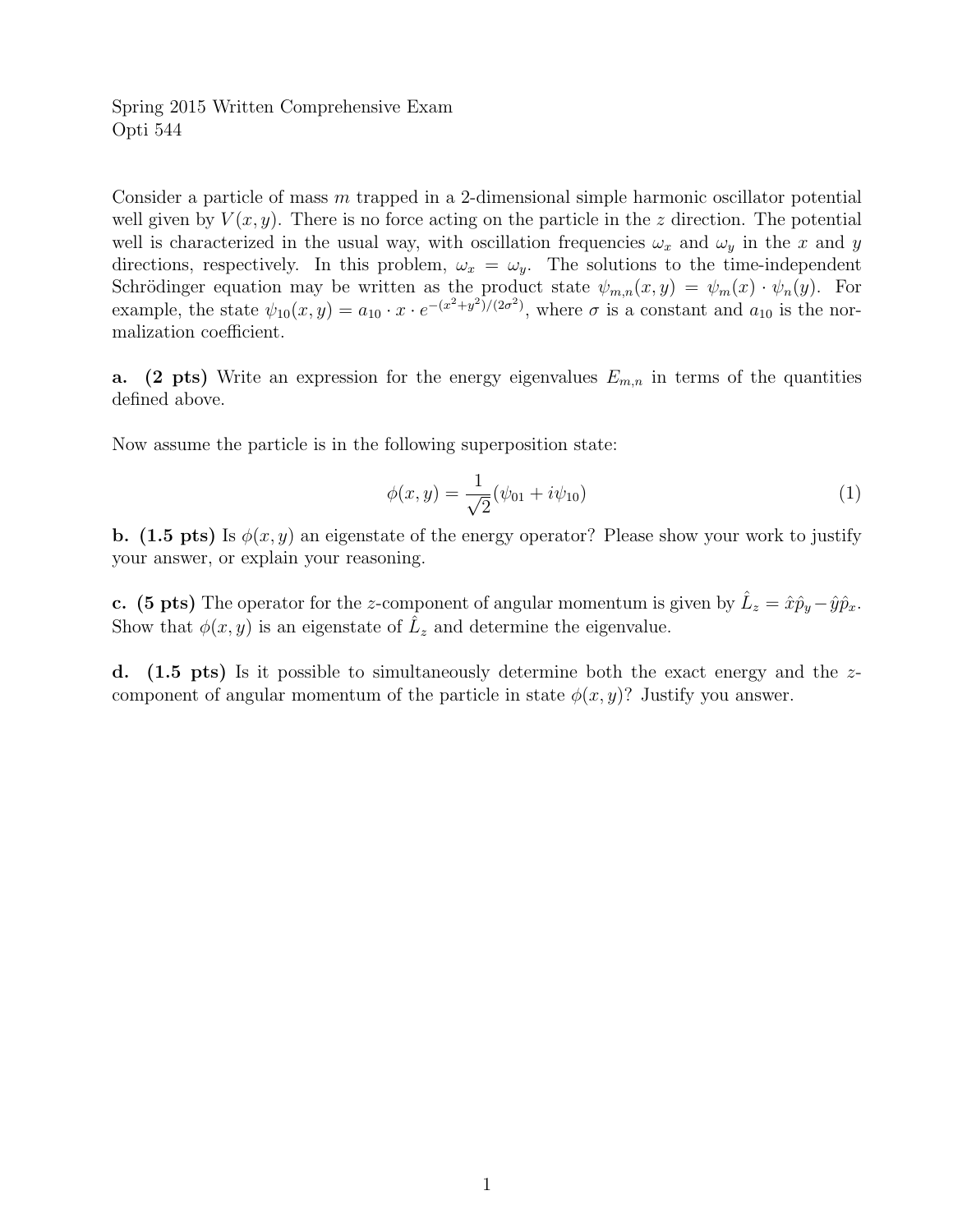Spring 2015 Written Comprehensive Exam
Opti 544

Consider a particle of mass $m$ trapped in a 2-dimensional simple harmonic oscillator potential well given by $V(x, y)$. There is no force acting on the particle in the $z$ direction. The potential well is characterized in the usual way, with oscillation frequencies $\omega_x$ and $\omega_y$ in the $x$ and $y$ directions, respectively. In this problem, $\omega_x = \omega_y$. The solutions to the time-independent Schrödinger equation may be written as the product state $\psi_{m,n}(x, y) = \psi_m(x) \cdot \psi_n(y)$. For example, the state $\psi_{10}(x, y) = a_{10} \cdot x \cdot e^{-(x^2+y^2)/(2\sigma^2)}$, where $\sigma$ is a constant and $a_{10}$ is the normalization coefficient.

**a. (2 pts)** Write an expression for the energy eigenvalues $E_{m,n}$ in terms of the quantities defined above.

Now assume the particle is in the following superposition state:

$$\phi(x, y) = \frac{1}{\sqrt{2}}(\psi_{01} + i\psi_{10}) \tag{1}$$

**b. (1.5 pts)** Is $\phi(x, y)$ an eigenstate of the energy operator? Please show your work to justify your answer, or explain your reasoning.

**c. (5 pts)** The operator for the $z$-component of angular momentum is given by $\hat{L}_z = \hat{x}\hat{p}_y - \hat{y}\hat{p}_x$. Show that $\phi(x, y)$ is an eigenstate of $\hat{L}_z$ and determine the eigenvalue.

**d. (1.5 pts)** Is it possible to simultaneously determine both the exact energy and the $z$-component of angular momentum of the particle in state $\phi(x, y)$? Justify you answer.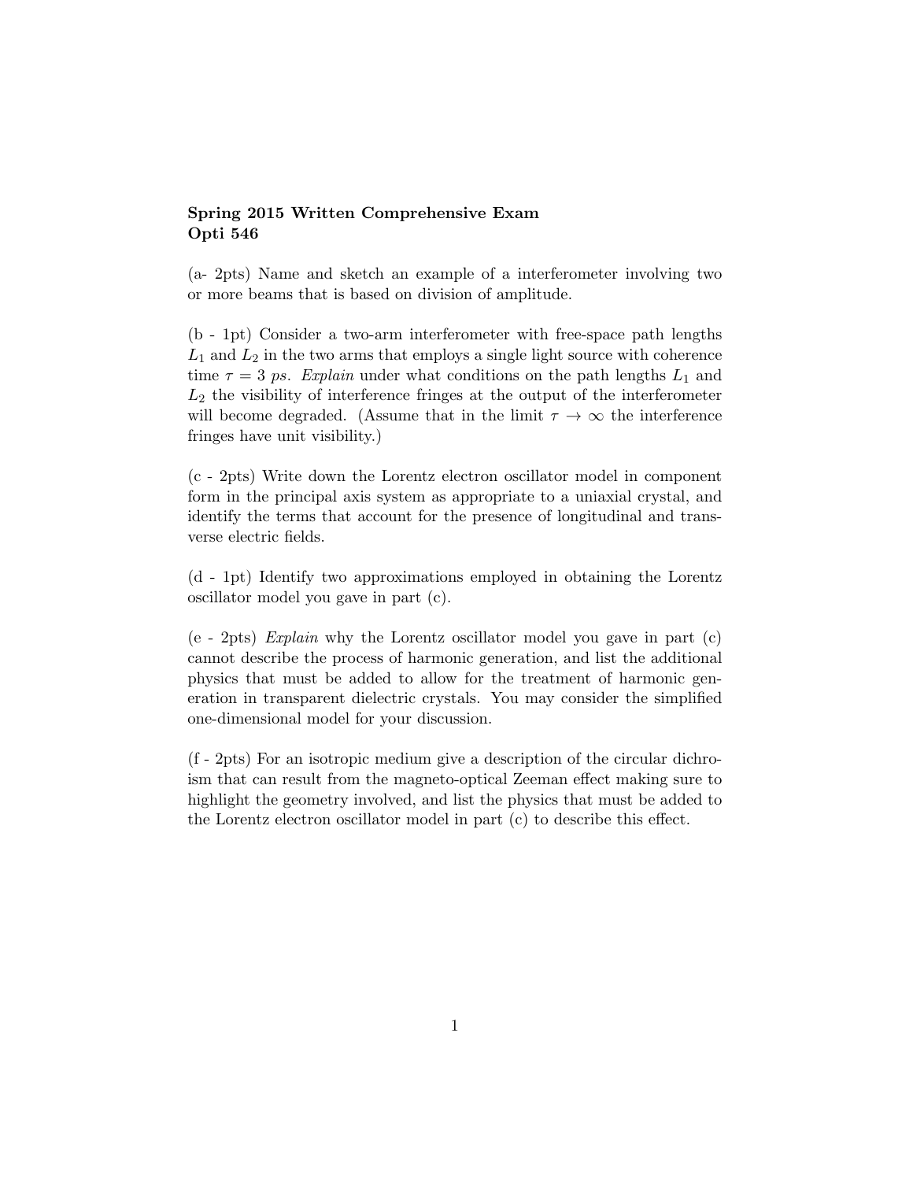**Spring 2015 Written Comprehensive Exam**
**Opti 546**

(a- 2pts) Name and sketch an example of a interferometer involving two or more beams that is based on division of amplitude.

(b - 1pt) Consider a two-arm interferometer with free-space path lengths $L_1$ and $L_2$ in the two arms that employs a single light source with coherence time $\tau = 3\ ps$. *Explain* under what conditions on the path lengths $L_1$ and $L_2$ the visibility of interference fringes at the output of the interferometer will become degraded. (Assume that in the limit $\tau \to \infty$ the interference fringes have unit visibility.)

(c - 2pts) Write down the Lorentz electron oscillator model in component form in the principal axis system as appropriate to a uniaxial crystal, and identify the terms that account for the presence of longitudinal and transverse electric fields.

(d - 1pt) Identify two approximations employed in obtaining the Lorentz oscillator model you gave in part (c).

(e - 2pts) *Explain* why the Lorentz oscillator model you gave in part (c) cannot describe the process of harmonic generation, and list the additional physics that must be added to allow for the treatment of harmonic generation in transparent dielectric crystals. You may consider the simplified one-dimensional model for your discussion.

(f - 2pts) For an isotropic medium give a description of the circular dichroism that can result from the magneto-optical Zeeman effect making sure to highlight the geometry involved, and list the physics that must be added to the Lorentz electron oscillator model in part (c) to describe this effect.